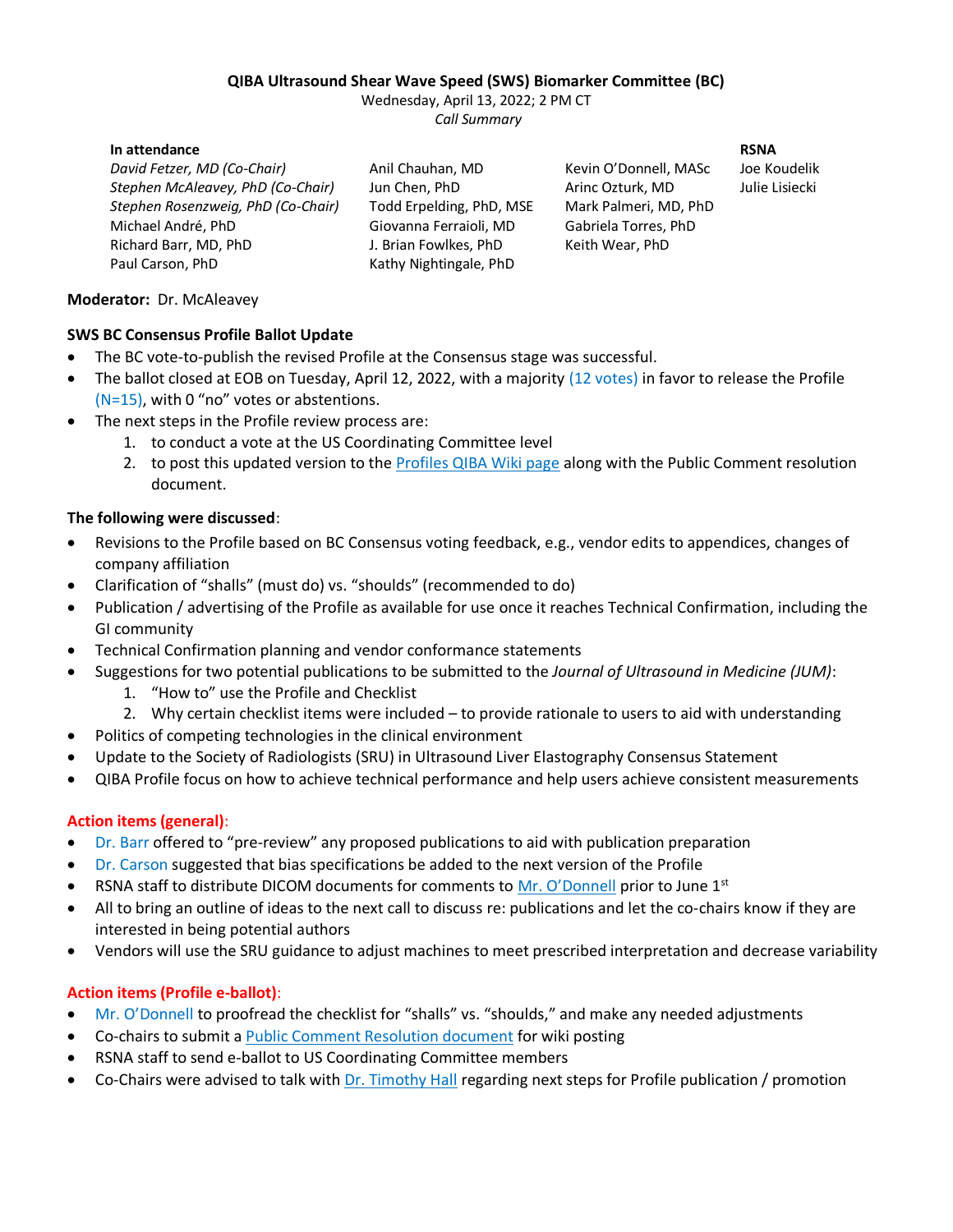**QIBA Ultrasound Shear Wave Speed (SWS) Biomarker Committee (BC)**

Wednesday, April 13, 2022; 2 PM CT

*Call Summary*

| In attendance | | | RSNA |
|---|---|---|---|
| *David Fetzer, MD (Co-Chair)* | Anil Chauhan, MD | Kevin O'Donnell, MASc | Joe Koudelik |
| *Stephen McAleavey, PhD (Co-Chair)* | Jun Chen, PhD | Arinc Ozturk, MD | Julie Lisiecki |
| *Stephen Rosenzweig, PhD (Co-Chair)* | Todd Erpelding, PhD, MSE | Mark Palmeri, MD, PhD | |
| Michael André, PhD | Giovanna Ferraioli, MD | Gabriela Torres, PhD | |
| Richard Barr, MD, PhD | J. Brian Fowlkes, PhD | Keith Wear, PhD | |
| Paul Carson, PhD | Kathy Nightingale, PhD | | |

**Moderator:** Dr. McAleavey

**SWS BC Consensus Profile Ballot Update**

- The BC vote-to-publish the revised Profile at the Consensus stage was successful.
- The ballot closed at EOB on Tuesday, April 12, 2022, with a majority (12 votes) in favor to release the Profile (N=15), with 0 "no" votes or abstentions.
- The next steps in the Profile review process are:
  1. to conduct a vote at the US Coordinating Committee level
  2. to post this updated version to the Profiles QIBA Wiki page along with the Public Comment resolution document.

**The following were discussed**:

- Revisions to the Profile based on BC Consensus voting feedback, e.g., vendor edits to appendices, changes of company affiliation
- Clarification of "shalls" (must do) vs. "shoulds" (recommended to do)
- Publication / advertising of the Profile as available for use once it reaches Technical Confirmation, including the GI community
- Technical Confirmation planning and vendor conformance statements
- Suggestions for two potential publications to be submitted to the *Journal of Ultrasound in Medicine (JUM)*:
  1. "How to" use the Profile and Checklist
  2. Why certain checklist items were included – to provide rationale to users to aid with understanding
- Politics of competing technologies in the clinical environment
- Update to the Society of Radiologists (SRU) in Ultrasound Liver Elastography Consensus Statement
- QIBA Profile focus on how to achieve technical performance and help users achieve consistent measurements

**Action items (general)**:

- Dr. Barr offered to "pre-review" any proposed publications to aid with publication preparation
- Dr. Carson suggested that bias specifications be added to the next version of the Profile
- RSNA staff to distribute DICOM documents for comments to Mr. O'Donnell prior to June 1st
- All to bring an outline of ideas to the next call to discuss re: publications and let the co-chairs know if they are interested in being potential authors
- Vendors will use the SRU guidance to adjust machines to meet prescribed interpretation and decrease variability

**Action items (Profile e-ballot)**:

- Mr. O'Donnell to proofread the checklist for "shalls" vs. "shoulds," and make any needed adjustments
- Co-chairs to submit a Public Comment Resolution document for wiki posting
- RSNA staff to send e-ballot to US Coordinating Committee members
- Co-Chairs were advised to talk with Dr. Timothy Hall regarding next steps for Profile publication / promotion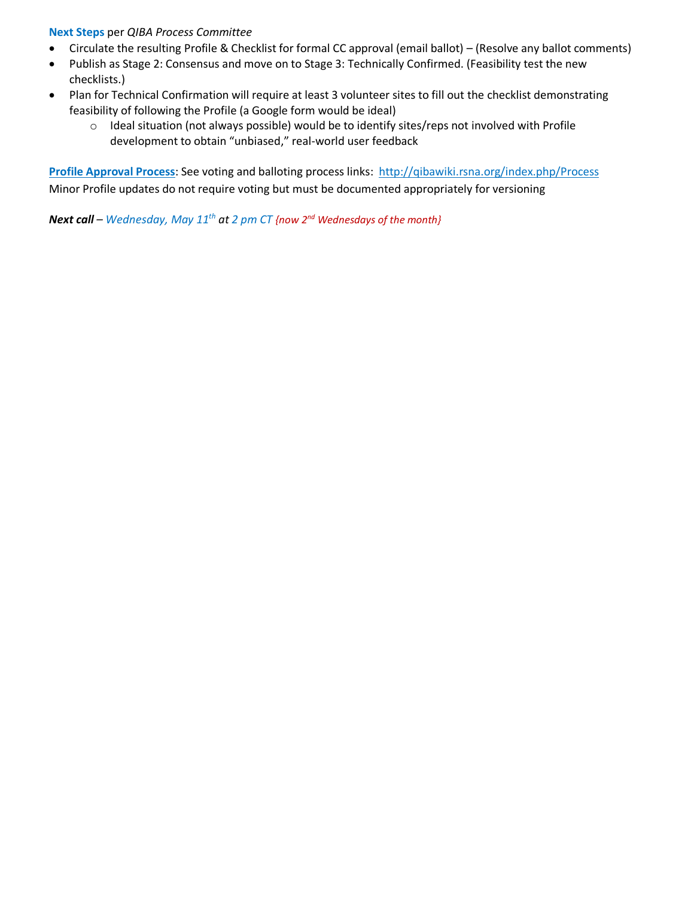**Next Steps** per *QIBA Process Committee*

- Circulate the resulting Profile & Checklist for formal CC approval (email ballot) – (Resolve any ballot comments)
- Publish as Stage 2: Consensus and move on to Stage 3: Technically Confirmed. (Feasibility test the new checklists.)
- Plan for Technical Confirmation will require at least 3 volunteer sites to fill out the checklist demonstrating feasibility of following the Profile (a Google form would be ideal)
    - Ideal situation (not always possible) would be to identify sites/reps not involved with Profile development to obtain "unbiased," real-world user feedback

**Profile Approval Process**: See voting and balloting process links: http://qibawiki.rsna.org/index.php/Process
Minor Profile updates do not require voting but must be documented appropriately for versioning

***Next call*** – *Wednesday, May 11th at 2 pm CT {now 2nd Wednesdays of the month}*